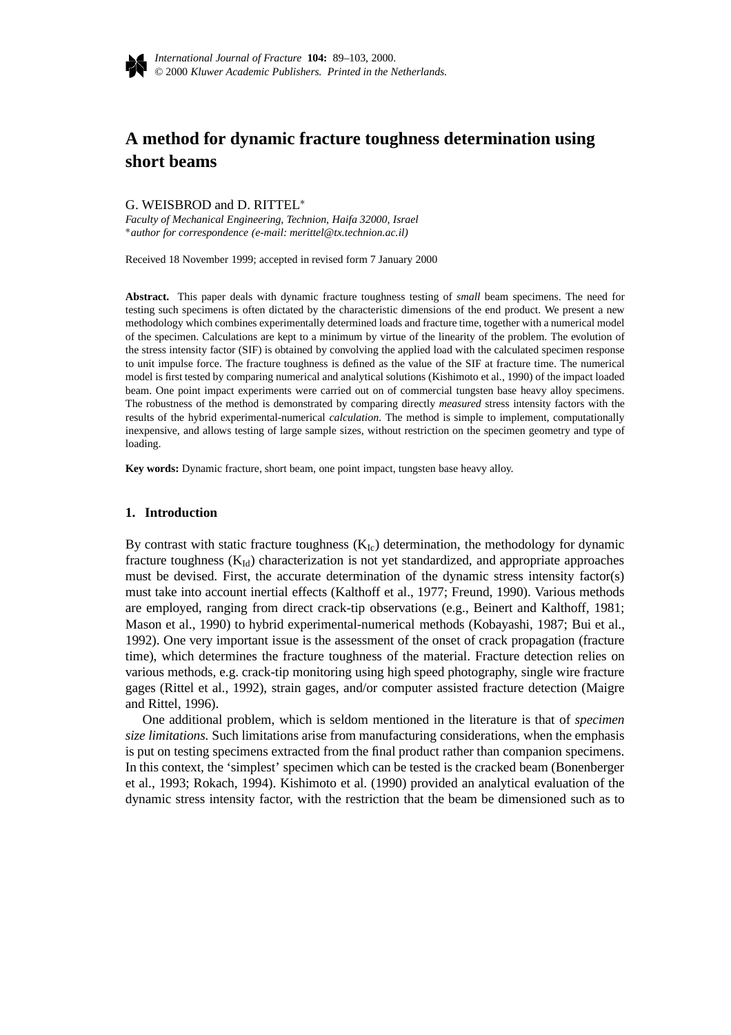# A method for dynamic fracture toughness determination using short beams

G. WEISBROD and D. RITTEL*

*Faculty of Mechanical Engineering, Technion, Haifa 32000, Israel*
**author for correspondence (e-mail: merittel@tx.technion.ac.il)*

Received 18 November 1999; accepted in revised form 7 January 2000

**Abstract.** This paper deals with dynamic fracture toughness testing of *small* beam specimens. The need for testing such specimens is often dictated by the characteristic dimensions of the end product. We present a new methodology which combines experimentally determined loads and fracture time, together with a numerical model of the specimen. Calculations are kept to a minimum by virtue of the linearity of the problem. The evolution of the stress intensity factor (SIF) is obtained by convolving the applied load with the calculated specimen response to unit impulse force. The fracture toughness is defined as the value of the SIF at fracture time. The numerical model is first tested by comparing numerical and analytical solutions (Kishimoto et al., 1990) of the impact loaded beam. One point impact experiments were carried out on of commercial tungsten base heavy alloy specimens. The robustness of the method is demonstrated by comparing directly *measured* stress intensity factors with the results of the hybrid experimental-numerical *calculation.* The method is simple to implement, computationally inexpensive, and allows testing of large sample sizes, without restriction on the specimen geometry and type of loading.

**Key words:** Dynamic fracture, short beam, one point impact, tungsten base heavy alloy.

## 1. Introduction

By contrast with static fracture toughness ($K_{Ic}$) determination, the methodology for dynamic fracture toughness ($K_{Id}$) characterization is not yet standardized, and appropriate approaches must be devised. First, the accurate determination of the dynamic stress intensity factor(s) must take into account inertial effects (Kalthoff et al., 1977; Freund, 1990). Various methods are employed, ranging from direct crack-tip observations (e.g., Beinert and Kalthoff, 1981; Mason et al., 1990) to hybrid experimental-numerical methods (Kobayashi, 1987; Bui et al., 1992). One very important issue is the assessment of the onset of crack propagation (fracture time), which determines the fracture toughness of the material. Fracture detection relies on various methods, e.g. crack-tip monitoring using high speed photography, single wire fracture gages (Rittel et al., 1992), strain gages, and/or computer assisted fracture detection (Maigre and Rittel, 1996).

One additional problem, which is seldom mentioned in the literature is that of *specimen size limitations.* Such limitations arise from manufacturing considerations, when the emphasis is put on testing specimens extracted from the final product rather than companion specimens. In this context, the 'simplest' specimen which can be tested is the cracked beam (Bonenberger et al., 1993; Rokach, 1994). Kishimoto et al. (1990) provided an analytical evaluation of the dynamic stress intensity factor, with the restriction that the beam be dimensioned such as to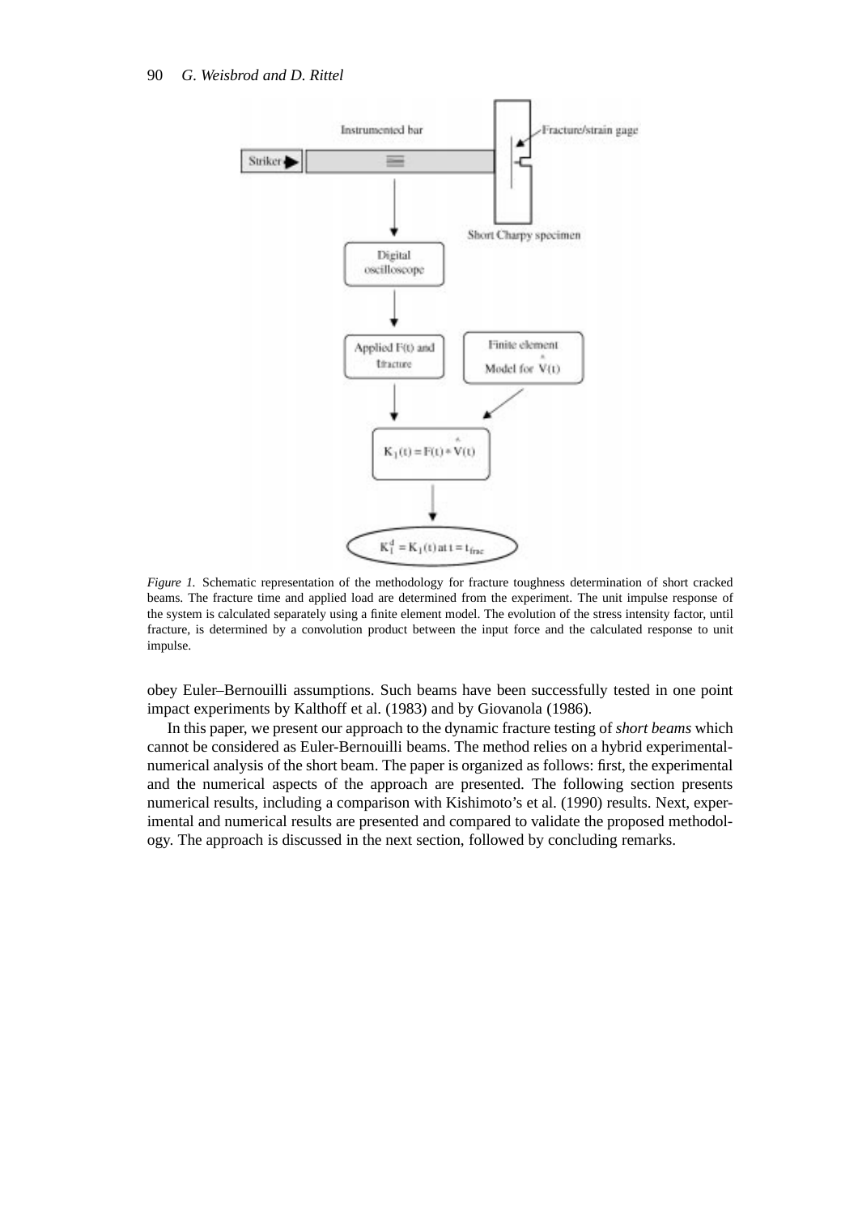*Figure 1.* Schematic representation of the methodology for fracture toughness determination of short cracked beams. The fracture time and applied load are determined from the experiment. The unit impulse response of the system is calculated separately using a finite element model. The evolution of the stress intensity factor, until fracture, is determined by a convolution product between the input force and the calculated response to unit impulse.

obey Euler–Bernouilli assumptions. Such beams have been successfully tested in one point impact experiments by Kalthoff et al. (1983) and by Giovanola (1986).

In this paper, we present our approach to the dynamic fracture testing of *short beams* which cannot be considered as Euler-Bernouilli beams. The method relies on a hybrid experimental-numerical analysis of the short beam. The paper is organized as follows: first, the experimental and the numerical aspects of the approach are presented. The following section presents numerical results, including a comparison with Kishimoto's et al. (1990) results. Next, experimental and numerical results are presented and compared to validate the proposed methodology. The approach is discussed in the next section, followed by concluding remarks.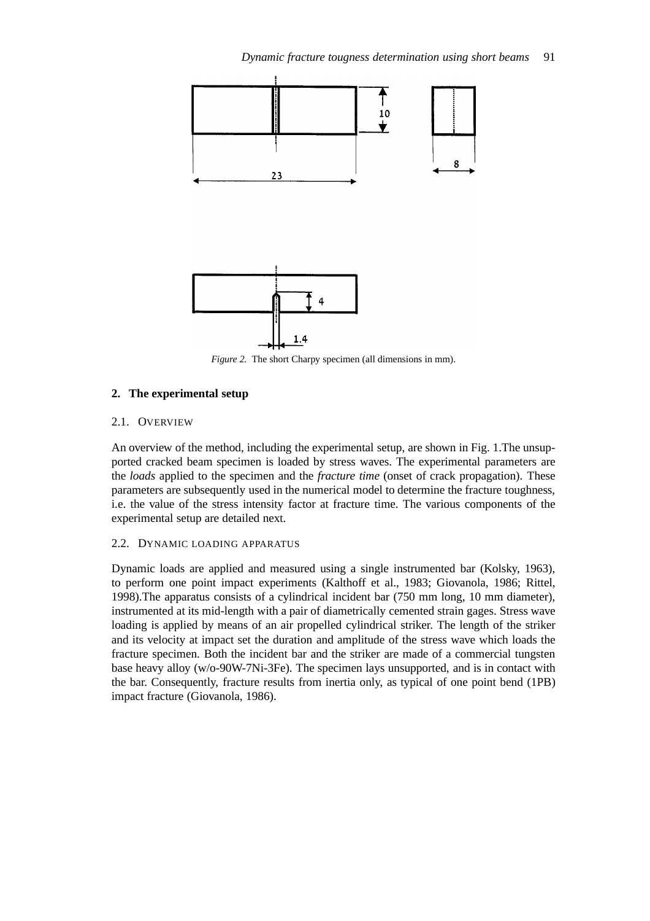*Figure 2.* The short Charpy specimen (all dimensions in mm).

## 2. The experimental setup

### 2.1. Overview

An overview of the method, including the experimental setup, are shown in Fig. 1.The unsupported cracked beam specimen is loaded by stress waves. The experimental parameters are the *loads* applied to the specimen and the *fracture time* (onset of crack propagation). These parameters are subsequently used in the numerical model to determine the fracture toughness, i.e. the value of the stress intensity factor at fracture time. The various components of the experimental setup are detailed next.

### 2.2. Dynamic loading apparatus

Dynamic loads are applied and measured using a single instrumented bar (Kolsky, 1963), to perform one point impact experiments (Kalthoff et al., 1983; Giovanola, 1986; Rittel, 1998).The apparatus consists of a cylindrical incident bar (750 mm long, 10 mm diameter), instrumented at its mid-length with a pair of diametrically cemented strain gages. Stress wave loading is applied by means of an air propelled cylindrical striker. The length of the striker and its velocity at impact set the duration and amplitude of the stress wave which loads the fracture specimen. Both the incident bar and the striker are made of a commercial tungsten base heavy alloy (w/o-90W-7Ni-3Fe). The specimen lays unsupported, and is in contact with the bar. Consequently, fracture results from inertia only, as typical of one point bend (1PB) impact fracture (Giovanola, 1986).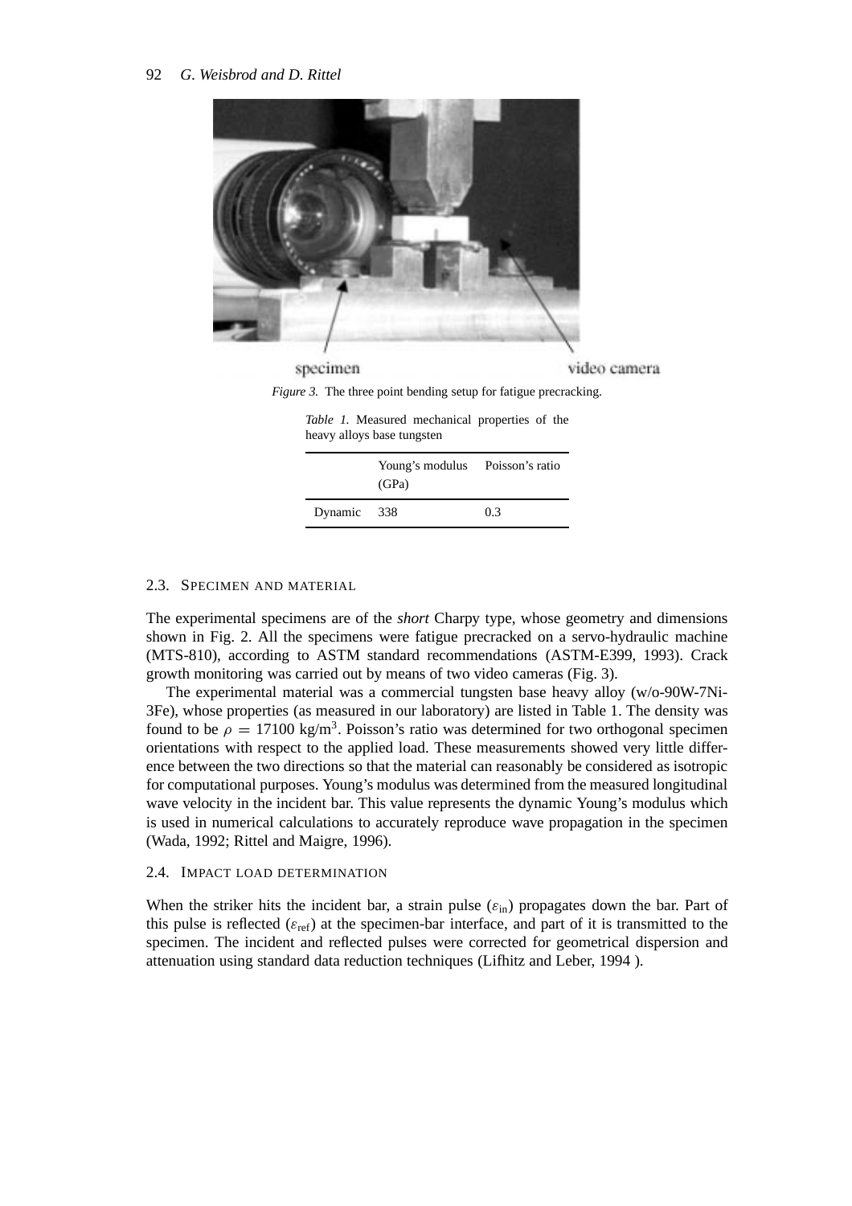specimen video camera

*Figure 3.* The three point bending setup for fatigue precracking.

*Table 1.* Measured mechanical properties of the heavy alloys base tungsten

| | Young's modulus (GPa) | Poisson's ratio |
|---|---|---|
| Dynamic | 338 | 0.3 |

### 2.3. Specimen and material

The experimental specimens are of the *short* Charpy type, whose geometry and dimensions shown in Fig. 2. All the specimens were fatigue precracked on a servo-hydraulic machine (MTS-810), according to ASTM standard recommendations (ASTM-E399, 1993). Crack growth monitoring was carried out by means of two video cameras (Fig. 3).

The experimental material was a commercial tungsten base heavy alloy (w/o-90W-7Ni-3Fe), whose properties (as measured in our laboratory) are listed in Table 1. The density was found to be $\rho = 17100$ kg/m$^3$. Poisson's ratio was determined for two orthogonal specimen orientations with respect to the applied load. These measurements showed very little difference between the two directions so that the material can reasonably be considered as isotropic for computational purposes. Young's modulus was determined from the measured longitudinal wave velocity in the incident bar. This value represents the dynamic Young's modulus which is used in numerical calculations to accurately reproduce wave propagation in the specimen (Wada, 1992; Rittel and Maigre, 1996).

### 2.4. Impact load determination

When the striker hits the incident bar, a strain pulse ($\varepsilon_{\text{in}}$) propagates down the bar. Part of this pulse is reflected ($\varepsilon_{\text{ref}}$) at the specimen-bar interface, and part of it is transmitted to the specimen. The incident and reflected pulses were corrected for geometrical dispersion and attenuation using standard data reduction techniques (Lifhitz and Leber, 1994 ).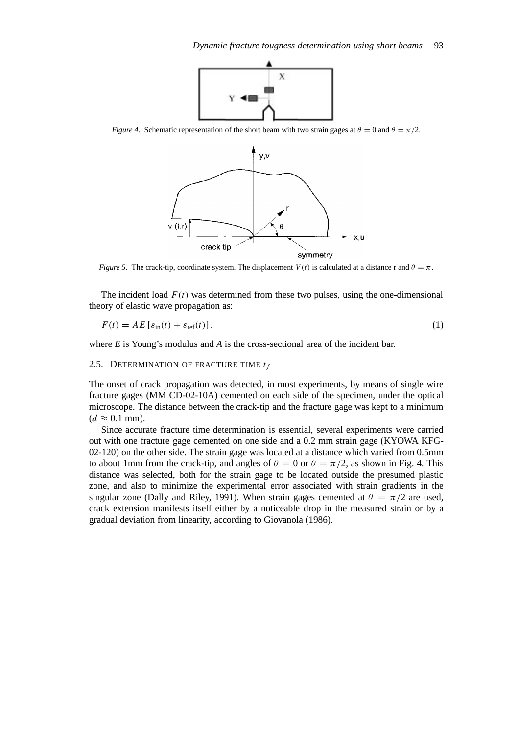*Figure 4.* Schematic representation of the short beam with two strain gages at $\theta = 0$ and $\theta = \pi/2$.

*Figure 5.* The crack-tip, coordinate system. The displacement $V(t)$ is calculated at a distance r and $\theta = \pi$.

The incident load $F(t)$ was determined from these two pulses, using the one-dimensional theory of elastic wave propagation as:

$$F(t) = AE\left[\varepsilon_{\text{in}}(t) + \varepsilon_{\text{ref}}(t)\right], \tag{1}$$

where *E* is Young's modulus and *A* is the cross-sectional area of the incident bar.

### 2.5. Determination of fracture time $t_f$

The onset of crack propagation was detected, in most experiments, by means of single wire fracture gages (MM CD-02-10A) cemented on each side of the specimen, under the optical microscope. The distance between the crack-tip and the fracture gage was kept to a minimum ($d \approx 0.1$ mm).

Since accurate fracture time determination is essential, several experiments were carried out with one fracture gage cemented on one side and a 0.2 mm strain gage (KYOWA KFG-02-120) on the other side. The strain gage was located at a distance which varied from 0.5mm to about 1mm from the crack-tip, and angles of $\theta = 0$ or $\theta = \pi/2$, as shown in Fig. 4. This distance was selected, both for the strain gage to be located outside the presumed plastic zone, and also to minimize the experimental error associated with strain gradients in the singular zone (Dally and Riley, 1991). When strain gages cemented at $\theta = \pi/2$ are used, crack extension manifests itself either by a noticeable drop in the measured strain or by a gradual deviation from linearity, according to Giovanola (1986).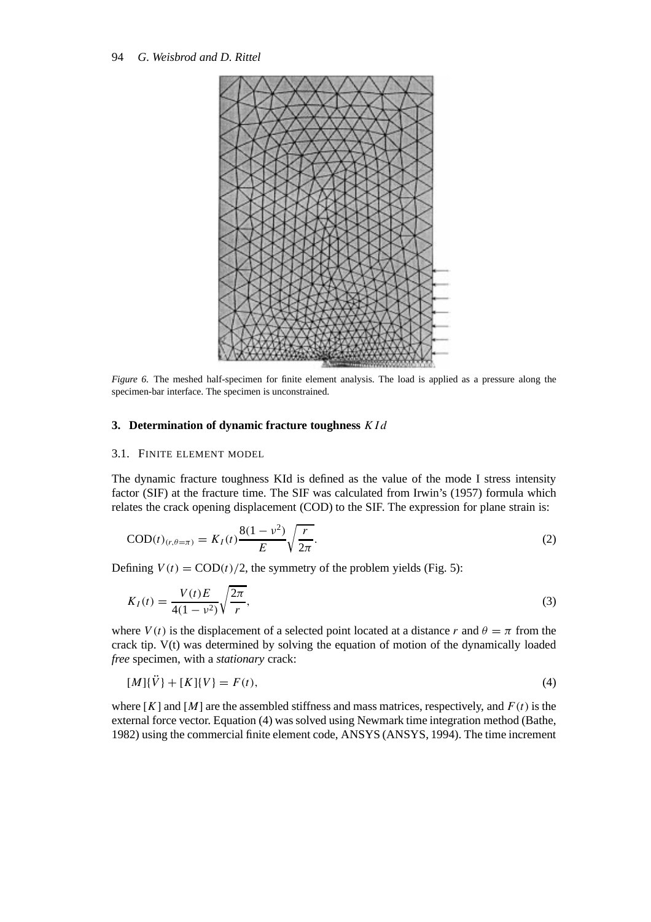*Figure 6.* The meshed half-specimen for finite element analysis. The load is applied as a pressure along the specimen-bar interface. The specimen is unconstrained.

## 3. Determination of dynamic fracture toughness $KId$

### 3.1. Finite element model

The dynamic fracture toughness KId is defined as the value of the mode I stress intensity factor (SIF) at the fracture time. The SIF was calculated from Irwin's (1957) formula which relates the crack opening displacement (COD) to the SIF. The expression for plane strain is:

$$\mathrm{COD}(t)_{(r,\theta=\pi)} = K_I(t)\frac{8(1-\nu^2)}{E}\sqrt{\frac{r}{2\pi}}. \tag{2}$$

Defining $V(t) = \mathrm{COD}(t)/2$, the symmetry of the problem yields (Fig. 5):

$$K_I(t) = \frac{V(t)E}{4(1-\nu^2)}\sqrt{\frac{2\pi}{r}}, \tag{3}$$

where $V(t)$ is the displacement of a selected point located at a distance $r$ and $\theta = \pi$ from the crack tip. V(t) was determined by solving the equation of motion of the dynamically loaded *free* specimen, with a *stationary* crack:

$$[M]\{\ddot{V}\} + [K]\{V\} = F(t), \tag{4}$$

where $[K]$ and $[M]$ are the assembled stiffness and mass matrices, respectively, and $F(t)$ is the external force vector. Equation (4) was solved using Newmark time integration method (Bathe, 1982) using the commercial finite element code, ANSYS (ANSYS, 1994). The time increment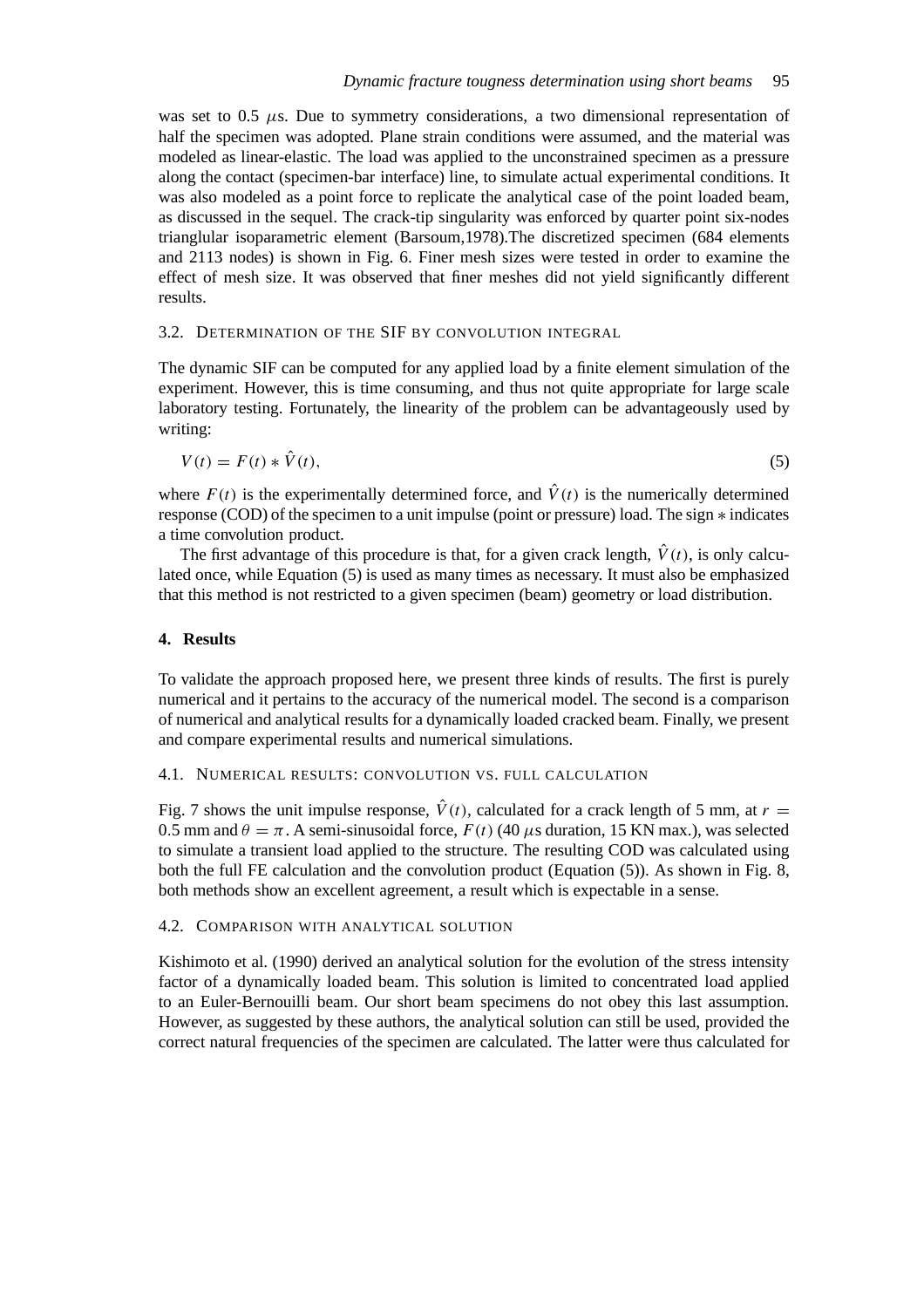was set to 0.5 $\mu$s. Due to symmetry considerations, a two dimensional representation of half the specimen was adopted. Plane strain conditions were assumed, and the material was modeled as linear-elastic. The load was applied to the unconstrained specimen as a pressure along the contact (specimen-bar interface) line, to simulate actual experimental conditions. It was also modeled as a point force to replicate the analytical case of the point loaded beam, as discussed in the sequel. The crack-tip singularity was enforced by quarter point six-nodes trianglular isoparametric element (Barsoum,1978).The discretized specimen (684 elements and 2113 nodes) is shown in Fig. 6. Finer mesh sizes were tested in order to examine the effect of mesh size. It was observed that finer meshes did not yield significantly different results.

### 3.2. Determination of the SIF by convolution integral

The dynamic SIF can be computed for any applied load by a finite element simulation of the experiment. However, this is time consuming, and thus not quite appropriate for large scale laboratory testing. Fortunately, the linearity of the problem can be advantageously used by writing:

$$V(t) = F(t) * \hat{V}(t), \tag{5}$$

where $F(t)$ is the experimentally determined force, and $\hat{V}(t)$ is the numerically determined response (COD) of the specimen to a unit impulse (point or pressure) load. The sign $*$ indicates a time convolution product.

The first advantage of this procedure is that, for a given crack length, $\hat{V}(t)$, is only calculated once, while Equation (5) is used as many times as necessary. It must also be emphasized that this method is not restricted to a given specimen (beam) geometry or load distribution.

## 4. Results

To validate the approach proposed here, we present three kinds of results. The first is purely numerical and it pertains to the accuracy of the numerical model. The second is a comparison of numerical and analytical results for a dynamically loaded cracked beam. Finally, we present and compare experimental results and numerical simulations.

### 4.1. Numerical results: convolution vs. full calculation

Fig. 7 shows the unit impulse response, $\hat{V}(t)$, calculated for a crack length of 5 mm, at $r =$ 0.5 mm and $\theta = \pi$. A semi-sinusoidal force, $F(t)$ (40 $\mu$s duration, 15 KN max.), was selected to simulate a transient load applied to the structure. The resulting COD was calculated using both the full FE calculation and the convolution product (Equation (5)). As shown in Fig. 8, both methods show an excellent agreement, a result which is expectable in a sense.

### 4.2. Comparison with analytical solution

Kishimoto et al. (1990) derived an analytical solution for the evolution of the stress intensity factor of a dynamically loaded beam. This solution is limited to concentrated load applied to an Euler-Bernouilli beam. Our short beam specimens do not obey this last assumption. However, as suggested by these authors, the analytical solution can still be used, provided the correct natural frequencies of the specimen are calculated. The latter were thus calculated for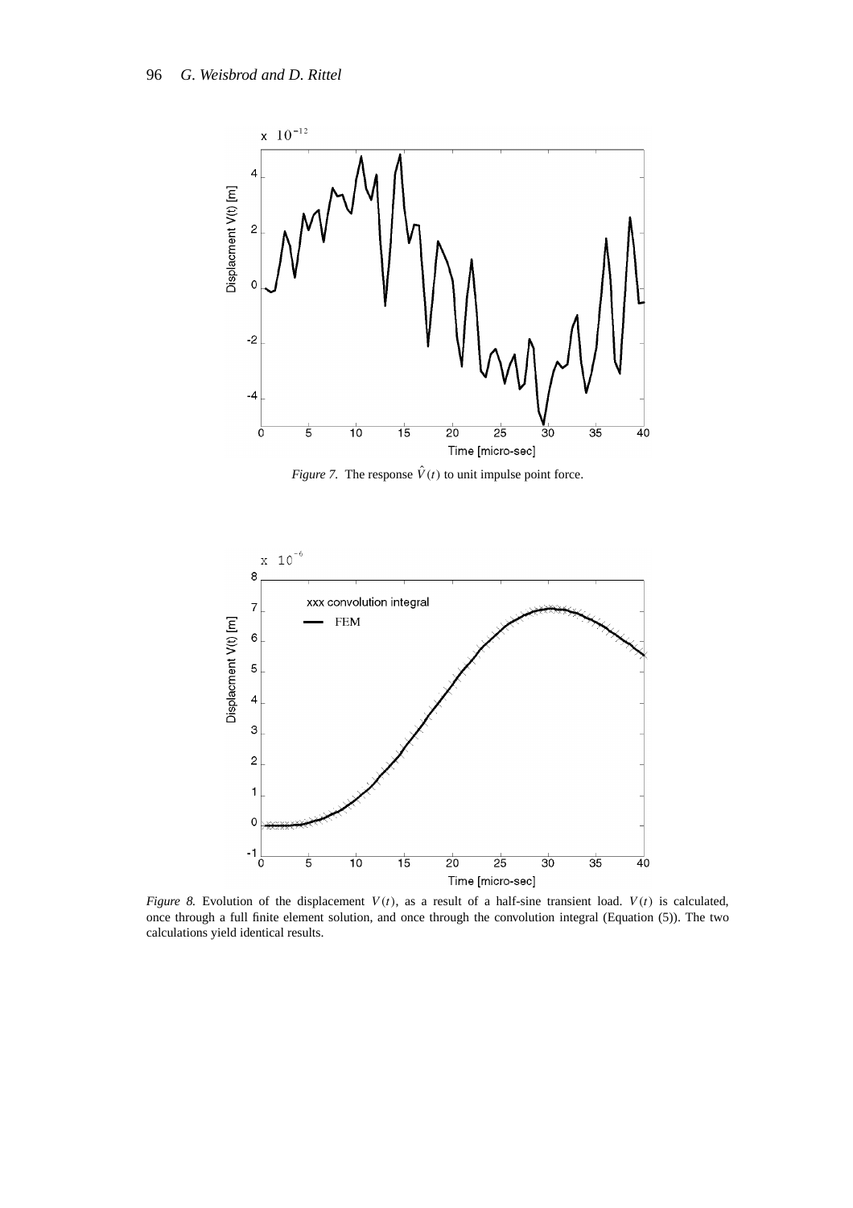*Figure 7.* The response $\hat{V}(t)$ to unit impulse point force.

*Figure 8.* Evolution of the displacement $V(t)$, as a result of a half-sine transient load. $V(t)$ is calculated, once through a full finite element solution, and once through the convolution integral (Equation (5)). The two calculations yield identical results.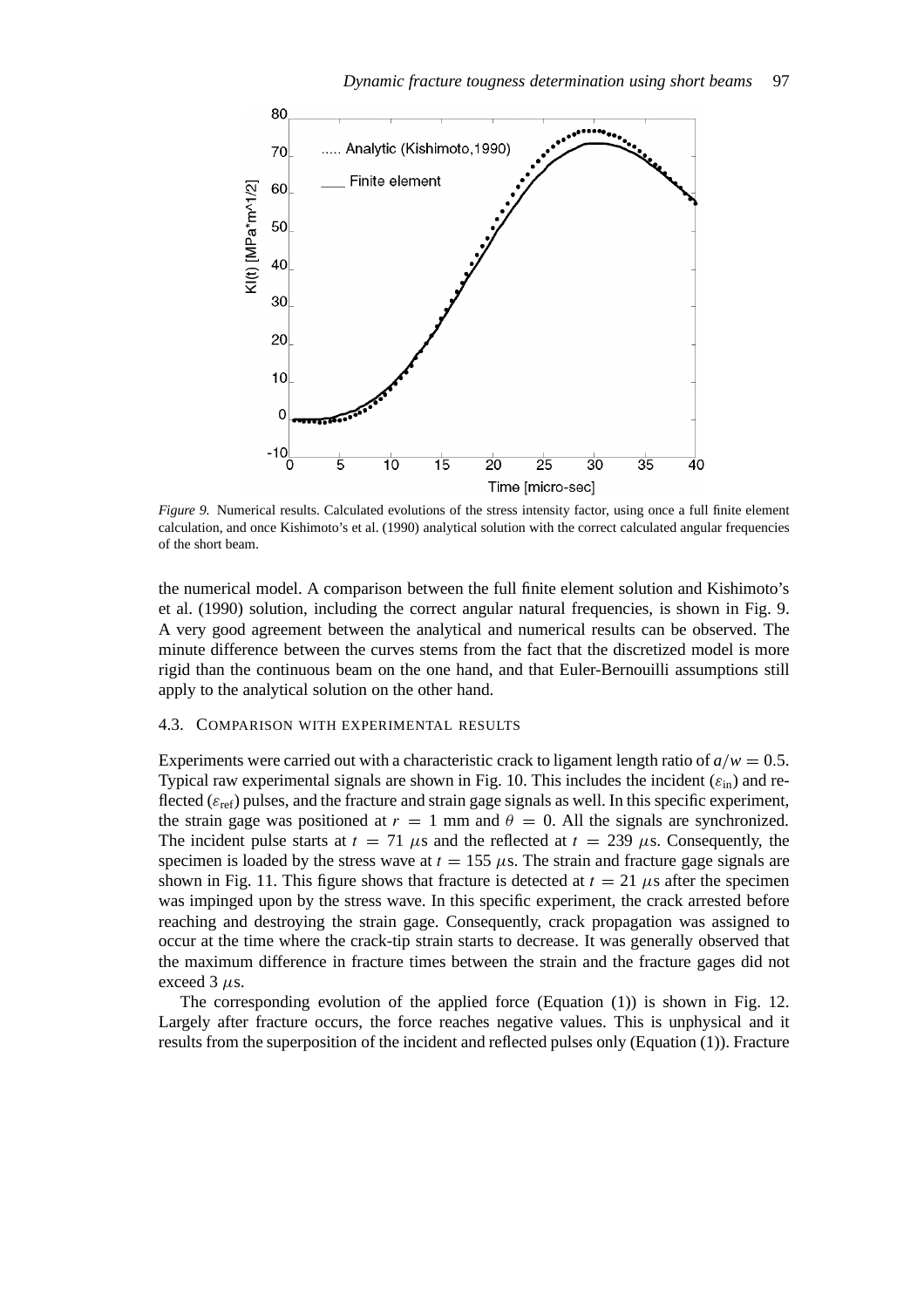*Figure 9.* Numerical results. Calculated evolutions of the stress intensity factor, using once a full finite element calculation, and once Kishimoto's et al. (1990) analytical solution with the correct calculated angular frequencies of the short beam.

the numerical model. A comparison between the full finite element solution and Kishimoto's et al. (1990) solution, including the correct angular natural frequencies, is shown in Fig. 9. A very good agreement between the analytical and numerical results can be observed. The minute difference between the curves stems from the fact that the discretized model is more rigid than the continuous beam on the one hand, and that Euler-Bernouilli assumptions still apply to the analytical solution on the other hand.

### 4.3. Comparison with experimental results

Experiments were carried out with a characteristic crack to ligament length ratio of $a/w = 0.5$. Typical raw experimental signals are shown in Fig. 10. This includes the incident ($\varepsilon_{\text{in}}$) and reflected ($\varepsilon_{\text{ref}}$) pulses, and the fracture and strain gage signals as well. In this specific experiment, the strain gage was positioned at $r = 1$ mm and $\theta = 0$. All the signals are synchronized. The incident pulse starts at $t = 71$ $\mu$s and the reflected at $t = 239$ $\mu$s. Consequently, the specimen is loaded by the stress wave at $t = 155$ $\mu$s. The strain and fracture gage signals are shown in Fig. 11. This figure shows that fracture is detected at $t = 21$ $\mu$s after the specimen was impinged upon by the stress wave. In this specific experiment, the crack arrested before reaching and destroying the strain gage. Consequently, crack propagation was assigned to occur at the time where the crack-tip strain starts to decrease. It was generally observed that the maximum difference in fracture times between the strain and the fracture gages did not exceed 3 $\mu$s.

The corresponding evolution of the applied force (Equation (1)) is shown in Fig. 12. Largely after fracture occurs, the force reaches negative values. This is unphysical and it results from the superposition of the incident and reflected pulses only (Equation (1)). Fracture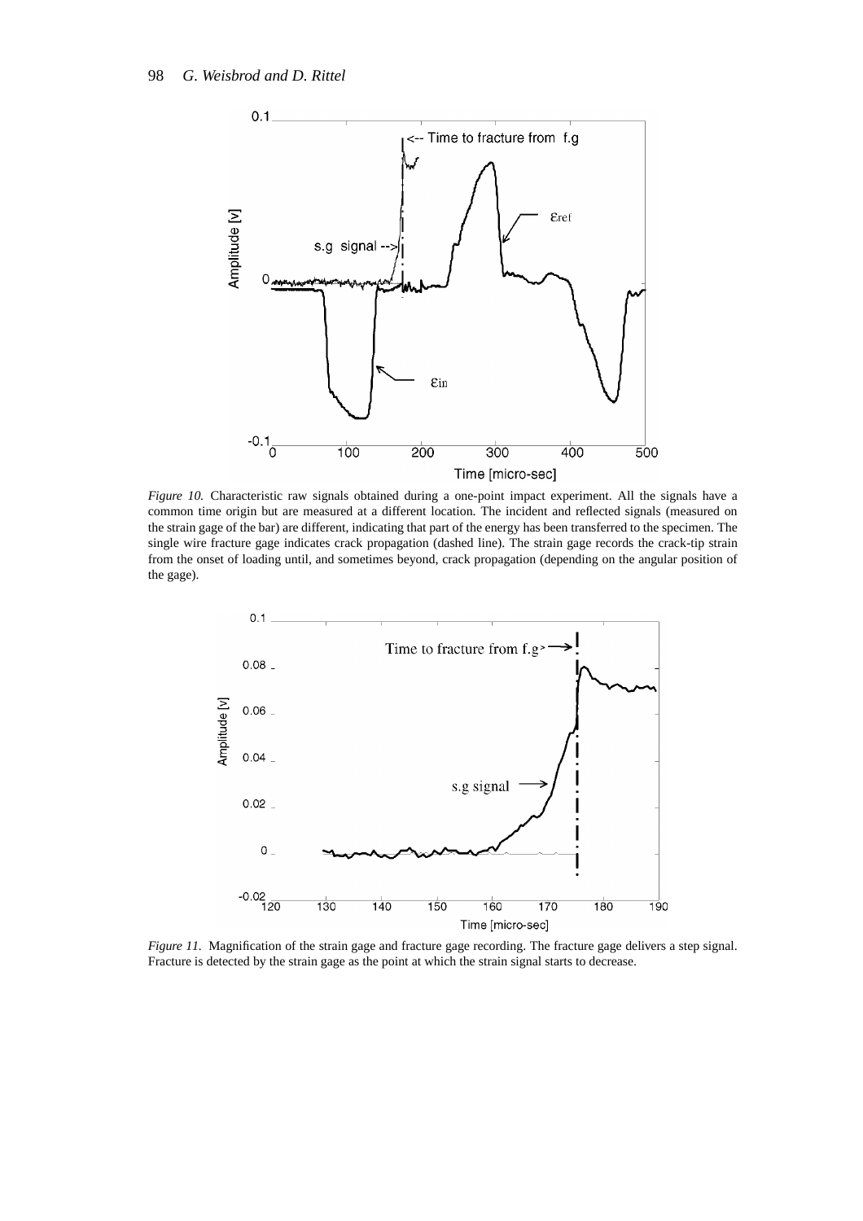*Figure 10.* Characteristic raw signals obtained during a one-point impact experiment. All the signals have a common time origin but are measured at a different location. The incident and reflected signals (measured on the strain gage of the bar) are different, indicating that part of the energy has been transferred to the specimen. The single wire fracture gage indicates crack propagation (dashed line). The strain gage records the crack-tip strain from the onset of loading until, and sometimes beyond, crack propagation (depending on the angular position of the gage).

*Figure 11.* Magnification of the strain gage and fracture gage recording. The fracture gage delivers a step signal. Fracture is detected by the strain gage as the point at which the strain signal starts to decrease.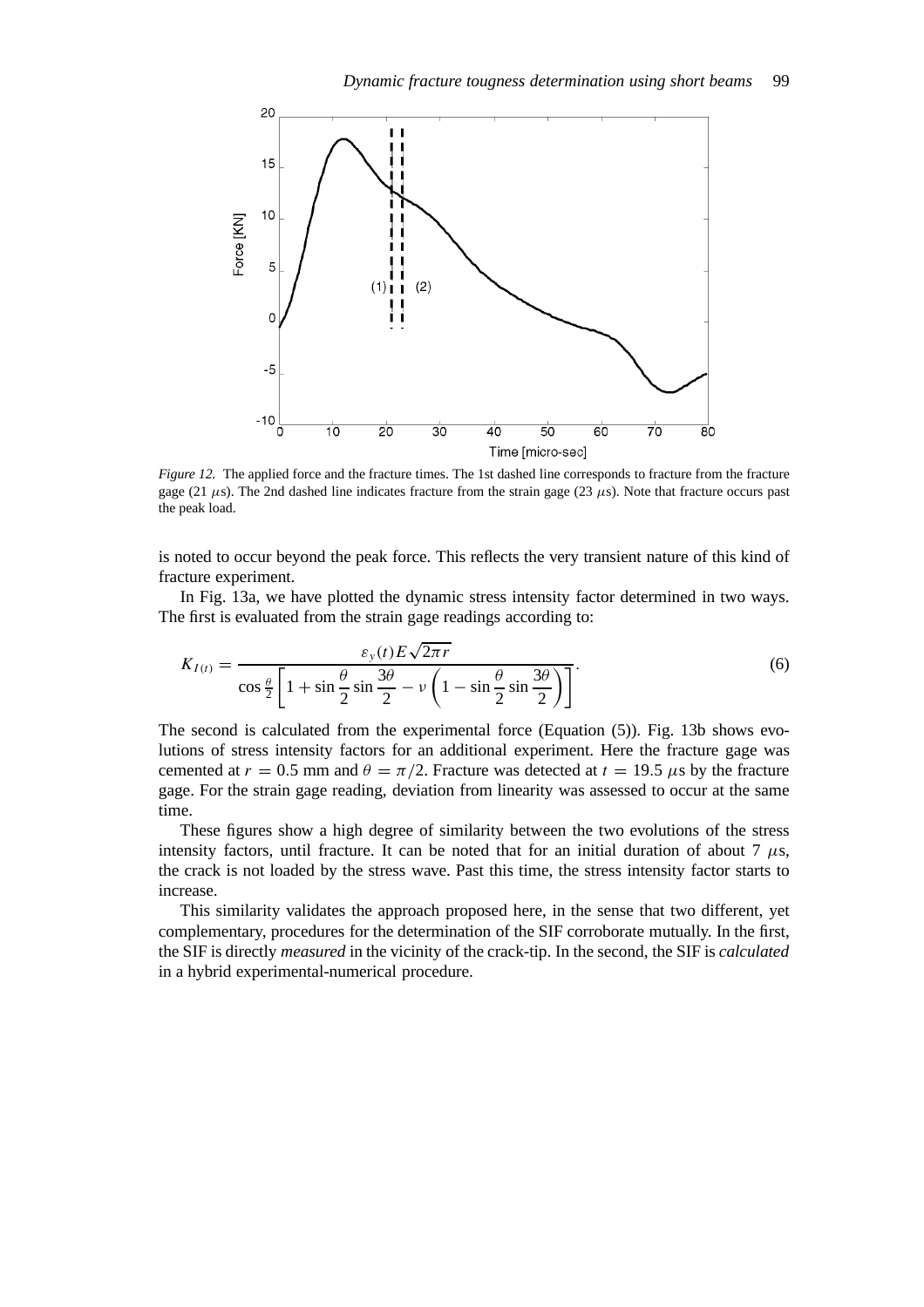*Figure 12.* The applied force and the fracture times. The 1st dashed line corresponds to fracture from the fracture gage (21 $\mu$s). The 2nd dashed line indicates fracture from the strain gage (23 $\mu$s). Note that fracture occurs past the peak load.

is noted to occur beyond the peak force. This reflects the very transient nature of this kind of fracture experiment.

In Fig. 13a, we have plotted the dynamic stress intensity factor determined in two ways. The first is evaluated from the strain gage readings according to:

$$K_{I(t)} = \frac{\varepsilon_y(t) E\sqrt{2\pi r}}{\cos\frac{\theta}{2}\left[1 + \sin\frac{\theta}{2}\sin\frac{3\theta}{2} - \nu\left(1 - \sin\frac{\theta}{2}\sin\frac{3\theta}{2}\right)\right]}. \tag{6}$$

The second is calculated from the experimental force (Equation (5)). Fig. 13b shows evolutions of stress intensity factors for an additional experiment. Here the fracture gage was cemented at $r = 0.5$ mm and $\theta = \pi/2$. Fracture was detected at $t = 19.5$ $\mu$s by the fracture gage. For the strain gage reading, deviation from linearity was assessed to occur at the same time.

These figures show a high degree of similarity between the two evolutions of the stress intensity factors, until fracture. It can be noted that for an initial duration of about 7 $\mu$s, the crack is not loaded by the stress wave. Past this time, the stress intensity factor starts to increase.

This similarity validates the approach proposed here, in the sense that two different, yet complementary, procedures for the determination of the SIF corroborate mutually. In the first, the SIF is directly *measured* in the vicinity of the crack-tip. In the second, the SIF is *calculated* in a hybrid experimental-numerical procedure.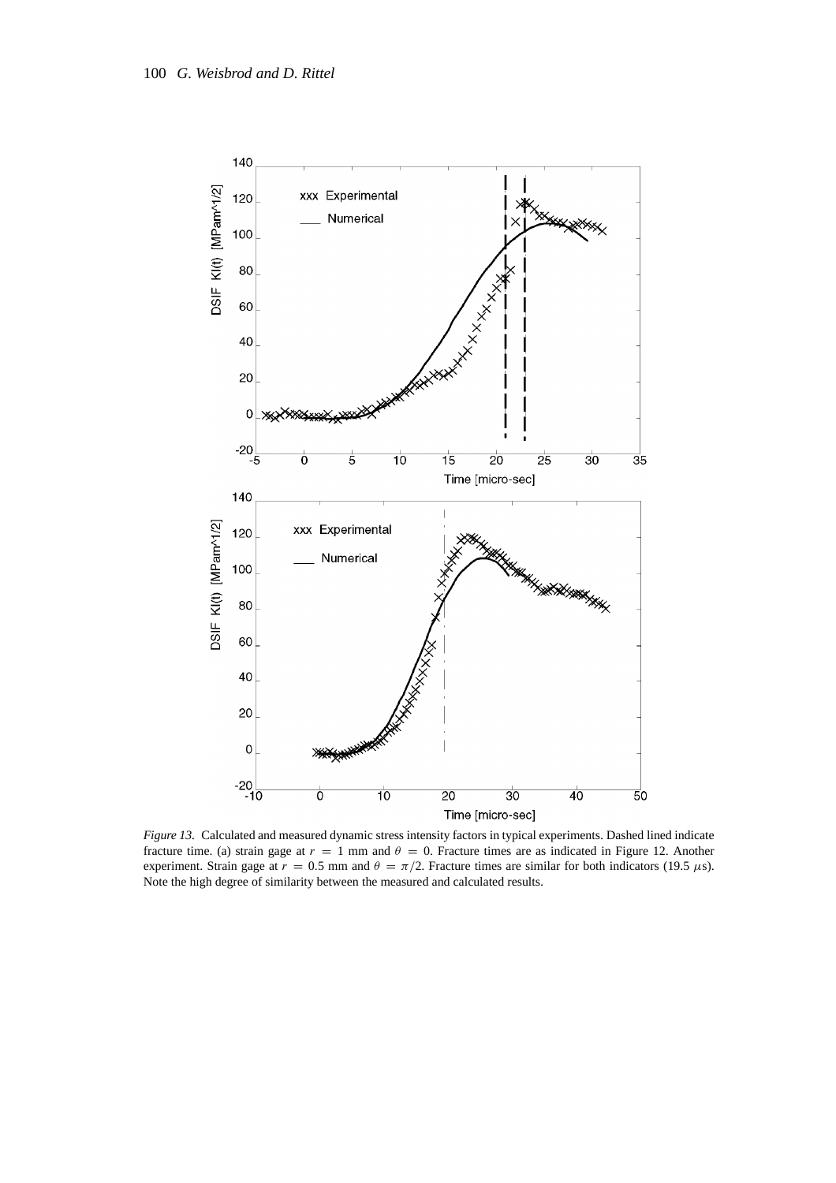*Figure 13.* Calculated and measured dynamic stress intensity factors in typical experiments. Dashed lined indicate fracture time. (a) strain gage at $r = 1$ mm and $\theta = 0$. Fracture times are as indicated in Figure 12. Another experiment. Strain gage at $r = 0.5$ mm and $\theta = \pi/2$. Fracture times are similar for both indicators (19.5 $\mu$s). Note the high degree of similarity between the measured and calculated results.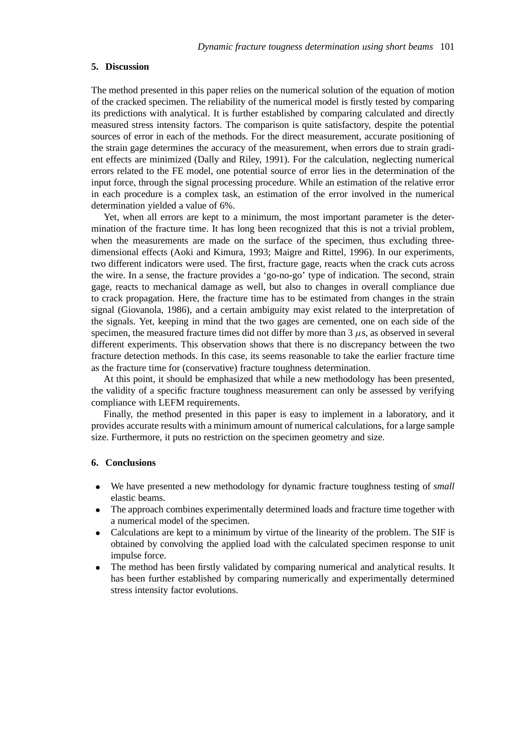## 5. Discussion

The method presented in this paper relies on the numerical solution of the equation of motion of the cracked specimen. The reliability of the numerical model is firstly tested by comparing its predictions with analytical. It is further established by comparing calculated and directly measured stress intensity factors. The comparison is quite satisfactory, despite the potential sources of error in each of the methods. For the direct measurement, accurate positioning of the strain gage determines the accuracy of the measurement, when errors due to strain gradient effects are minimized (Dally and Riley, 1991). For the calculation, neglecting numerical errors related to the FE model, one potential source of error lies in the determination of the input force, through the signal processing procedure. While an estimation of the relative error in each procedure is a complex task, an estimation of the error involved in the numerical determination yielded a value of 6%.

Yet, when all errors are kept to a minimum, the most important parameter is the determination of the fracture time. It has long been recognized that this is not a trivial problem, when the measurements are made on the surface of the specimen, thus excluding three-dimensional effects (Aoki and Kimura, 1993; Maigre and Rittel, 1996). In our experiments, two different indicators were used. The first, fracture gage, reacts when the crack cuts across the wire. In a sense, the fracture provides a 'go-no-go' type of indication. The second, strain gage, reacts to mechanical damage as well, but also to changes in overall compliance due to crack propagation. Here, the fracture time has to be estimated from changes in the strain signal (Giovanola, 1986), and a certain ambiguity may exist related to the interpretation of the signals. Yet, keeping in mind that the two gages are cemented, one on each side of the specimen, the measured fracture times did not differ by more than 3 $\mu$s, as observed in several different experiments. This observation shows that there is no discrepancy between the two fracture detection methods. In this case, its seems reasonable to take the earlier fracture time as the fracture time for (conservative) fracture toughness determination.

At this point, it should be emphasized that while a new methodology has been presented, the validity of a specific fracture toughness measurement can only be assessed by verifying compliance with LEFM requirements.

Finally, the method presented in this paper is easy to implement in a laboratory, and it provides accurate results with a minimum amount of numerical calculations, for a large sample size. Furthermore, it puts no restriction on the specimen geometry and size.

## 6. Conclusions

- We have presented a new methodology for dynamic fracture toughness testing of *small* elastic beams.
- The approach combines experimentally determined loads and fracture time together with a numerical model of the specimen.
- Calculations are kept to a minimum by virtue of the linearity of the problem. The SIF is obtained by convolving the applied load with the calculated specimen response to unit impulse force.
- The method has been firstly validated by comparing numerical and analytical results. It has been further established by comparing numerically and experimentally determined stress intensity factor evolutions.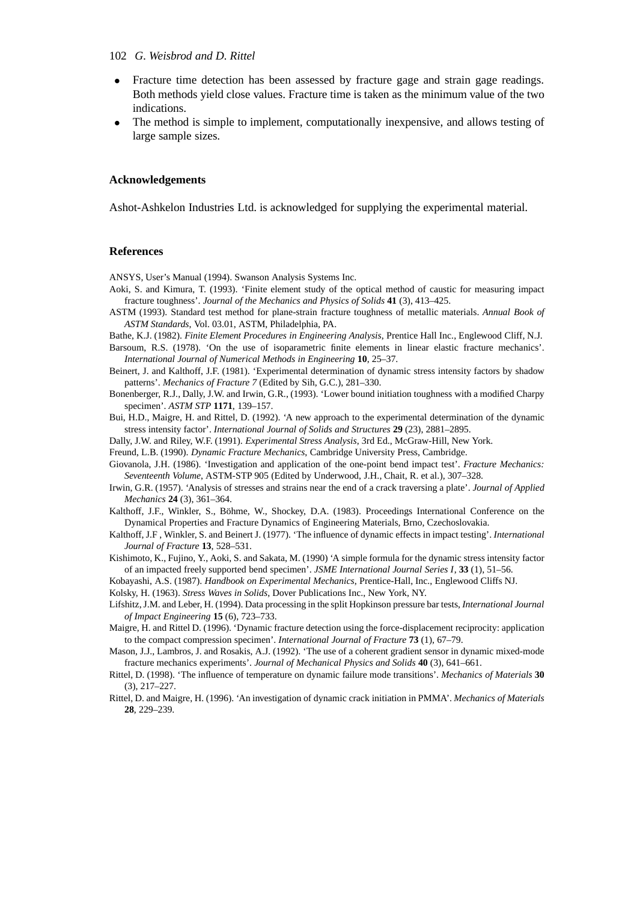- Fracture time detection has been assessed by fracture gage and strain gage readings. Both methods yield close values. Fracture time is taken as the minimum value of the two indications.
- The method is simple to implement, computationally inexpensive, and allows testing of large sample sizes.

## Acknowledgements

Ashot-Ashkelon Industries Ltd. is acknowledged for supplying the experimental material.

## References

ANSYS, User's Manual (1994). Swanson Analysis Systems Inc.

Aoki, S. and Kimura, T. (1993). 'Finite element study of the optical method of caustic for measuring impact fracture toughness'. *Journal of the Mechanics and Physics of Solids* **41** (3), 413–425.

ASTM (1993). Standard test method for plane-strain fracture toughness of metallic materials. *Annual Book of ASTM Standards*, Vol. 03.01, ASTM, Philadelphia, PA.

Bathe, K.J. (1982). *Finite Element Procedures in Engineering Analysis*, Prentice Hall Inc., Englewood Cliff, N.J.

Barsoum, R.S. (1978). 'On the use of isoparametric finite elements in linear elastic fracture mechanics'. *International Journal of Numerical Methods in Engineering* **10**, 25–37.

Beinert, J. and Kalthoff, J.F. (1981). 'Experimental determination of dynamic stress intensity factors by shadow patterns'. *Mechanics of Fracture 7* (Edited by Sih, G.C.), 281–330.

Bonenberger, R.J., Dally, J.W. and Irwin, G.R., (1993). 'Lower bound initiation toughness with a modified Charpy specimen'. *ASTM STP* **1171**, 139–157.

Bui, H.D., Maigre, H. and Rittel, D. (1992). 'A new approach to the experimental determination of the dynamic stress intensity factor'. *International Journal of Solids and Structures* **29** (23), 2881–2895.

Dally, J.W. and Riley, W.F. (1991). *Experimental Stress Analysis*, 3rd Ed., McGraw-Hill, New York.

Freund, L.B. (1990). *Dynamic Fracture Mechanics*, Cambridge University Press, Cambridge.

Giovanola, J.H. (1986). 'Investigation and application of the one-point bend impact test'. *Fracture Mechanics: Seventeenth Volume*, ASTM-STP 905 (Edited by Underwood, J.H., Chait, R. et al.), 307–328.

Irwin, G.R. (1957). 'Analysis of stresses and strains near the end of a crack traversing a plate'. *Journal of Applied Mechanics* **24** (3), 361–364.

Kalthoff, J.F., Winkler, S., Böhme, W., Shockey, D.A. (1983). Proceedings International Conference on the Dynamical Properties and Fracture Dynamics of Engineering Materials, Brno, Czechoslovakia.

Kalthoff, J.F , Winkler, S. and Beinert J. (1977). 'The influence of dynamic effects in impact testing'. *International Journal of Fracture* **13**, 528–531.

Kishimoto, K., Fujino, Y., Aoki, S. and Sakata, M. (1990) 'A simple formula for the dynamic stress intensity factor of an impacted freely supported bend specimen'. *JSME International Journal Series I*, **33** (1), 51–56.

Kobayashi, A.S. (1987). *Handbook on Experimental Mechanics*, Prentice-Hall, Inc., Englewood Cliffs NJ.

Kolsky, H. (1963). *Stress Waves in Solids*, Dover Publications Inc., New York, NY.

Lifshitz, J.M. and Leber, H. (1994). Data processing in the split Hopkinson pressure bar tests, *International Journal of Impact Engineering* **15** (6), 723–733.

Maigre, H. and Rittel D. (1996). 'Dynamic fracture detection using the force-displacement reciprocity: application to the compact compression specimen'. *International Journal of Fracture* **73** (1), 67–79.

Mason, J.J., Lambros, J. and Rosakis, A.J. (1992). 'The use of a coherent gradient sensor in dynamic mixed-mode fracture mechanics experiments'. *Journal of Mechanical Physics and Solids* **40** (3), 641–661.

Rittel, D. (1998). 'The influence of temperature on dynamic failure mode transitions'. *Mechanics of Materials* **30** (3), 217–227.

Rittel, D. and Maigre, H. (1996). 'An investigation of dynamic crack initiation in PMMA'. *Mechanics of Materials* **28**, 229–239.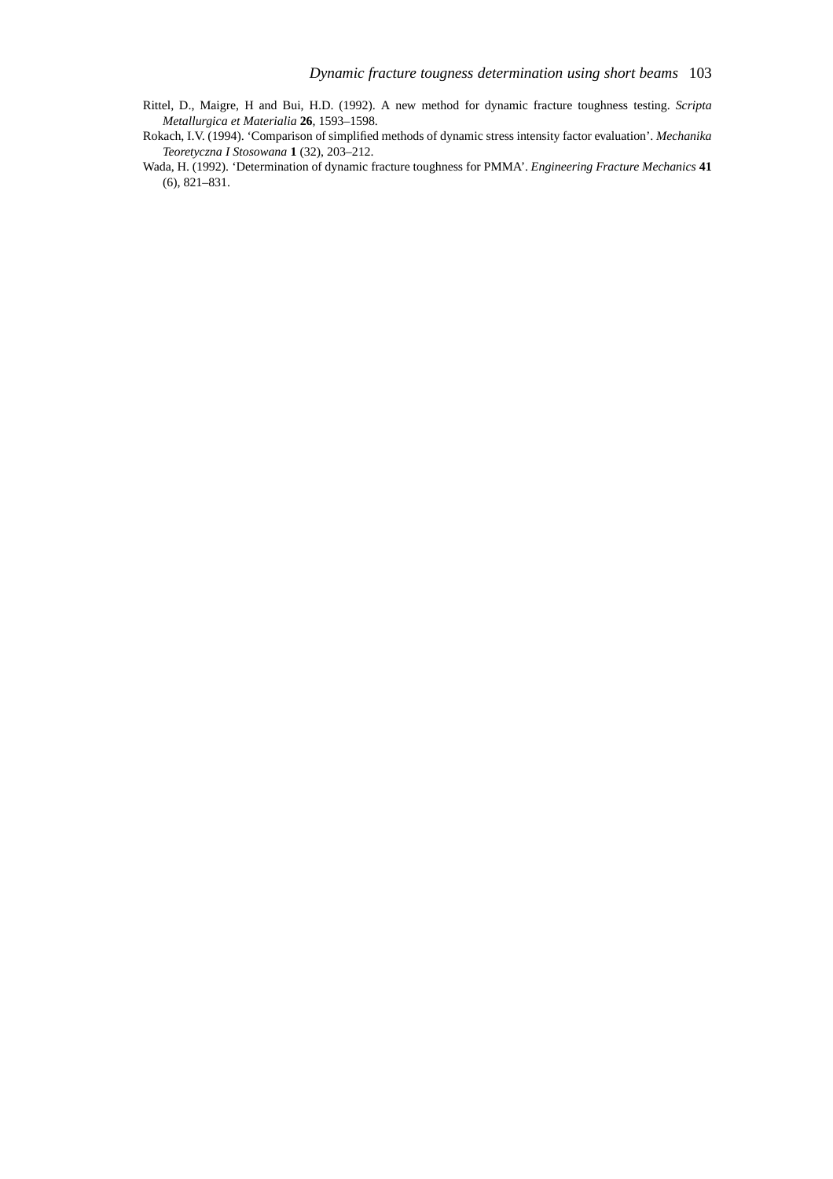Rittel, D., Maigre, H and Bui, H.D. (1992). A new method for dynamic fracture toughness testing. *Scripta Metallurgica et Materialia* **26**, 1593–1598.

Rokach, I.V. (1994). 'Comparison of simplified methods of dynamic stress intensity factor evaluation'. *Mechanika Teoretyczna I Stosowana* **1** (32), 203–212.

Wada, H. (1992). 'Determination of dynamic fracture toughness for PMMA'. *Engineering Fracture Mechanics* **41** (6), 821–831.